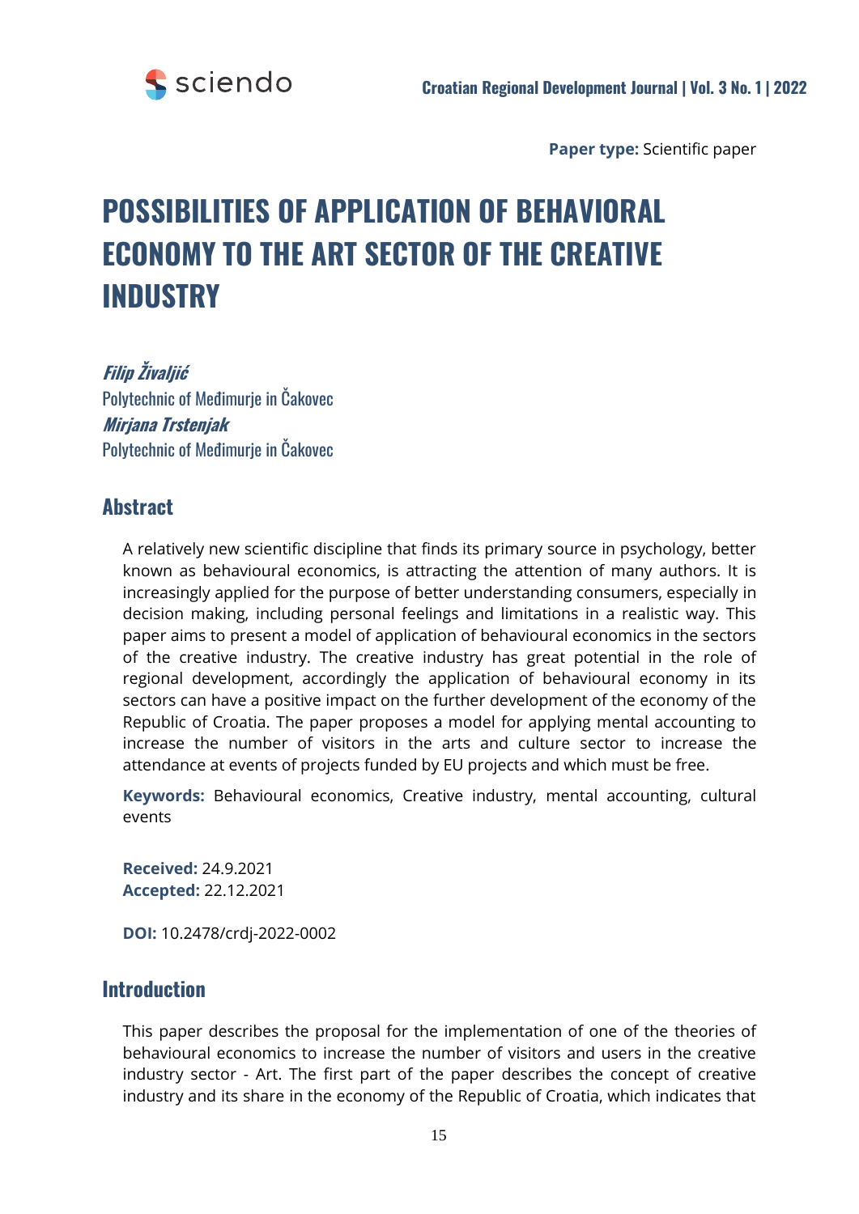**Paper type:** Scientific paper

# POSSIBILITIES OF APPLICATION OF BEHAVIORAL ECONOMY TO THE ART SECTOR OF THE CREATIVE INDUSTRY

***Filip Živaljić***
Polytechnic of Međimurje in Čakovec
***Mirjana Trstenjak***
Polytechnic of Međimurje in Čakovec

## Abstract

A relatively new scientific discipline that finds its primary source in psychology, better known as behavioural economics, is attracting the attention of many authors. It is increasingly applied for the purpose of better understanding consumers, especially in decision making, including personal feelings and limitations in a realistic way. This paper aims to present a model of application of behavioural economics in the sectors of the creative industry. The creative industry has great potential in the role of regional development, accordingly the application of behavioural economy in its sectors can have a positive impact on the further development of the economy of the Republic of Croatia. The paper proposes a model for applying mental accounting to increase the number of visitors in the arts and culture sector to increase the attendance at events of projects funded by EU projects and which must be free.

**Keywords:** Behavioural economics, Creative industry, mental accounting, cultural events

**Received:** 24.9.2021
**Accepted:** 22.12.2021

**DOI:** 10.2478/crdj-2022-0002

## Introduction

This paper describes the proposal for the implementation of one of the theories of behavioural economics to increase the number of visitors and users in the creative industry sector - Art. The first part of the paper describes the concept of creative industry and its share in the economy of the Republic of Croatia, which indicates that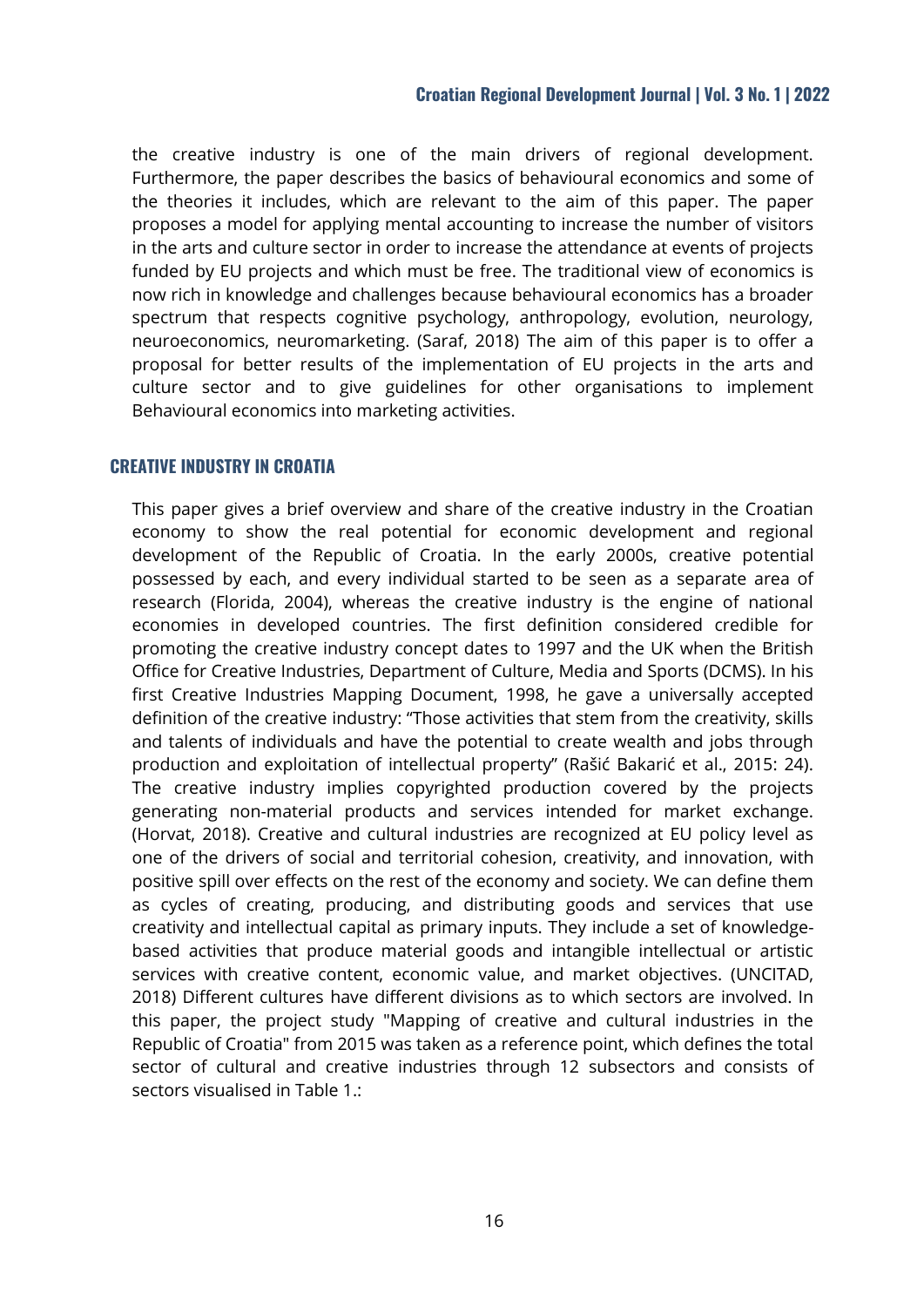the creative industry is one of the main drivers of regional development. Furthermore, the paper describes the basics of behavioural economics and some of the theories it includes, which are relevant to the aim of this paper. The paper proposes a model for applying mental accounting to increase the number of visitors in the arts and culture sector in order to increase the attendance at events of projects funded by EU projects and which must be free. The traditional view of economics is now rich in knowledge and challenges because behavioural economics has a broader spectrum that respects cognitive psychology, anthropology, evolution, neurology, neuroeconomics, neuromarketing. (Saraf, 2018) The aim of this paper is to offer a proposal for better results of the implementation of EU projects in the arts and culture sector and to give guidelines for other organisations to implement Behavioural economics into marketing activities.

## CREATIVE INDUSTRY IN CROATIA

This paper gives a brief overview and share of the creative industry in the Croatian economy to show the real potential for economic development and regional development of the Republic of Croatia. In the early 2000s, creative potential possessed by each, and every individual started to be seen as a separate area of research (Florida, 2004), whereas the creative industry is the engine of national economies in developed countries. The first definition considered credible for promoting the creative industry concept dates to 1997 and the UK when the British Office for Creative Industries, Department of Culture, Media and Sports (DCMS). In his first Creative Industries Mapping Document, 1998, he gave a universally accepted definition of the creative industry: "Those activities that stem from the creativity, skills and talents of individuals and have the potential to create wealth and jobs through production and exploitation of intellectual property" (Rašić Bakarić et al., 2015: 24). The creative industry implies copyrighted production covered by the projects generating non-material products and services intended for market exchange. (Horvat, 2018). Creative and cultural industries are recognized at EU policy level as one of the drivers of social and territorial cohesion, creativity, and innovation, with positive spill over effects on the rest of the economy and society. We can define them as cycles of creating, producing, and distributing goods and services that use creativity and intellectual capital as primary inputs. They include a set of knowledge-based activities that produce material goods and intangible intellectual or artistic services with creative content, economic value, and market objectives. (UNCITAD, 2018) Different cultures have different divisions as to which sectors are involved. In this paper, the project study "Mapping of creative and cultural industries in the Republic of Croatia" from 2015 was taken as a reference point, which defines the total sector of cultural and creative industries through 12 subsectors and consists of sectors visualised in Table 1.: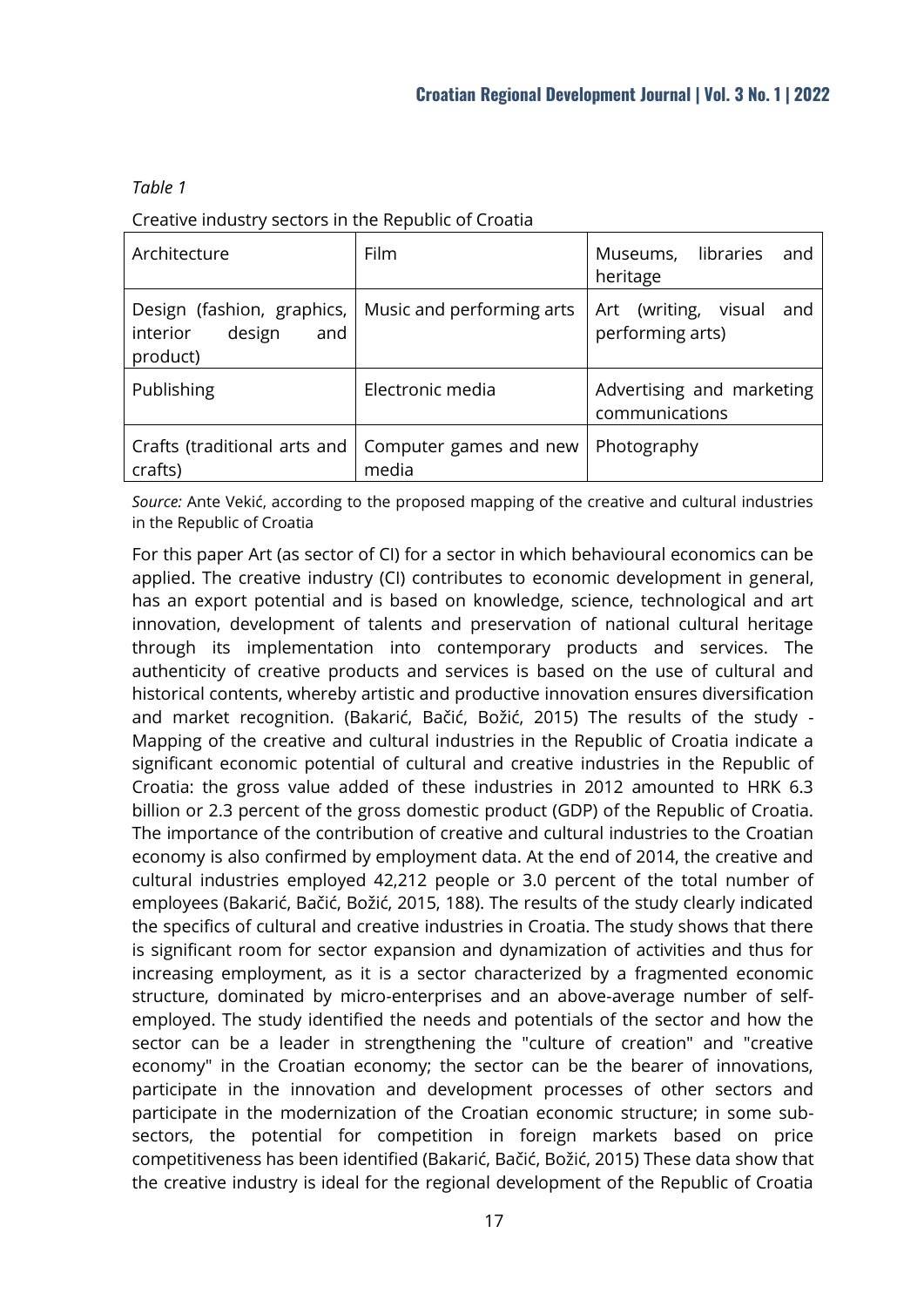*Table 1*

Creative industry sectors in the Republic of Croatia

| Architecture | Film | Museums, libraries and heritage |
|---|---|---|
| Design (fashion, graphics, interior design and product) | Music and performing arts | Art (writing, visual and performing arts) |
| Publishing | Electronic media | Advertising and marketing communications |
| Crafts (traditional arts and crafts) | Computer games and new media | Photography |

*Source:* Ante Vekić, according to the proposed mapping of the creative and cultural industries in the Republic of Croatia

For this paper Art (as sector of CI) for a sector in which behavioural economics can be applied. The creative industry (CI) contributes to economic development in general, has an export potential and is based on knowledge, science, technological and art innovation, development of talents and preservation of national cultural heritage through its implementation into contemporary products and services. The authenticity of creative products and services is based on the use of cultural and historical contents, whereby artistic and productive innovation ensures diversification and market recognition. (Bakarić, Bačić, Božić, 2015) The results of the study - Mapping of the creative and cultural industries in the Republic of Croatia indicate a significant economic potential of cultural and creative industries in the Republic of Croatia: the gross value added of these industries in 2012 amounted to HRK 6.3 billion or 2.3 percent of the gross domestic product (GDP) of the Republic of Croatia. The importance of the contribution of creative and cultural industries to the Croatian economy is also confirmed by employment data. At the end of 2014, the creative and cultural industries employed 42,212 people or 3.0 percent of the total number of employees (Bakarić, Bačić, Božić, 2015, 188). The results of the study clearly indicated the specifics of cultural and creative industries in Croatia. The study shows that there is significant room for sector expansion and dynamization of activities and thus for increasing employment, as it is a sector characterized by a fragmented economic structure, dominated by micro-enterprises and an above-average number of self-employed. The study identified the needs and potentials of the sector and how the sector can be a leader in strengthening the "culture of creation" and "creative economy" in the Croatian economy; the sector can be the bearer of innovations, participate in the innovation and development processes of other sectors and participate in the modernization of the Croatian economic structure; in some sub-sectors, the potential for competition in foreign markets based on price competitiveness has been identified (Bakarić, Bačić, Božić, 2015) These data show that the creative industry is ideal for the regional development of the Republic of Croatia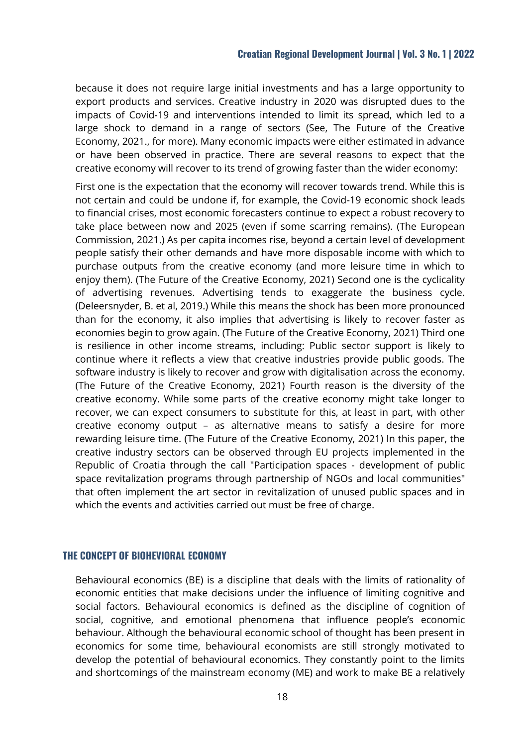because it does not require large initial investments and has a large opportunity to export products and services. Creative industry in 2020 was disrupted dues to the impacts of Covid-19 and interventions intended to limit its spread, which led to a large shock to demand in a range of sectors (See, The Future of the Creative Economy, 2021., for more). Many economic impacts were either estimated in advance or have been observed in practice. There are several reasons to expect that the creative economy will recover to its trend of growing faster than the wider economy:

First one is the expectation that the economy will recover towards trend. While this is not certain and could be undone if, for example, the Covid-19 economic shock leads to financial crises, most economic forecasters continue to expect a robust recovery to take place between now and 2025 (even if some scarring remains). (The European Commission, 2021.) As per capita incomes rise, beyond a certain level of development people satisfy their other demands and have more disposable income with which to purchase outputs from the creative economy (and more leisure time in which to enjoy them). (The Future of the Creative Economy, 2021) Second one is the cyclicality of advertising revenues. Advertising tends to exaggerate the business cycle. (Deleersnyder, B. et al, 2019.) While this means the shock has been more pronounced than for the economy, it also implies that advertising is likely to recover faster as economies begin to grow again. (The Future of the Creative Economy, 2021) Third one is resilience in other income streams, including: Public sector support is likely to continue where it reflects a view that creative industries provide public goods. The software industry is likely to recover and grow with digitalisation across the economy. (The Future of the Creative Economy, 2021) Fourth reason is the diversity of the creative economy. While some parts of the creative economy might take longer to recover, we can expect consumers to substitute for this, at least in part, with other creative economy output – as alternative means to satisfy a desire for more rewarding leisure time. (The Future of the Creative Economy, 2021) In this paper, the creative industry sectors can be observed through EU projects implemented in the Republic of Croatia through the call "Participation spaces - development of public space revitalization programs through partnership of NGOs and local communities" that often implement the art sector in revitalization of unused public spaces and in which the events and activities carried out must be free of charge.

## THE CONCEPT OF BIOHEVIORAL ECONOMY

Behavioural economics (BE) is a discipline that deals with the limits of rationality of economic entities that make decisions under the influence of limiting cognitive and social factors. Behavioural economics is defined as the discipline of cognition of social, cognitive, and emotional phenomena that influence people's economic behaviour. Although the behavioural economic school of thought has been present in economics for some time, behavioural economists are still strongly motivated to develop the potential of behavioural economics. They constantly point to the limits and shortcomings of the mainstream economy (ME) and work to make BE a relatively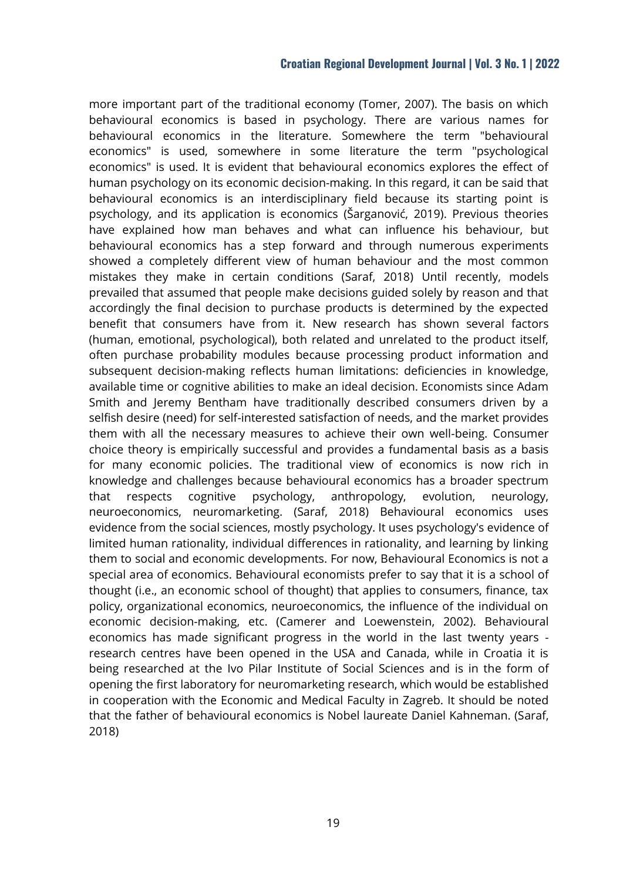more important part of the traditional economy (Tomer, 2007). The basis on which behavioural economics is based in psychology. There are various names for behavioural economics in the literature. Somewhere the term "behavioural economics" is used, somewhere in some literature the term "psychological economics" is used. It is evident that behavioural economics explores the effect of human psychology on its economic decision-making. In this regard, it can be said that behavioural economics is an interdisciplinary field because its starting point is psychology, and its application is economics (Šarganović, 2019). Previous theories have explained how man behaves and what can influence his behaviour, but behavioural economics has a step forward and through numerous experiments showed a completely different view of human behaviour and the most common mistakes they make in certain conditions (Saraf, 2018) Until recently, models prevailed that assumed that people make decisions guided solely by reason and that accordingly the final decision to purchase products is determined by the expected benefit that consumers have from it. New research has shown several factors (human, emotional, psychological), both related and unrelated to the product itself, often purchase probability modules because processing product information and subsequent decision-making reflects human limitations: deficiencies in knowledge, available time or cognitive abilities to make an ideal decision. Economists since Adam Smith and Jeremy Bentham have traditionally described consumers driven by a selfish desire (need) for self-interested satisfaction of needs, and the market provides them with all the necessary measures to achieve their own well-being. Consumer choice theory is empirically successful and provides a fundamental basis as a basis for many economic policies. The traditional view of economics is now rich in knowledge and challenges because behavioural economics has a broader spectrum that respects cognitive psychology, anthropology, evolution, neurology, neuroeconomics, neuromarketing. (Saraf, 2018) Behavioural economics uses evidence from the social sciences, mostly psychology. It uses psychology's evidence of limited human rationality, individual differences in rationality, and learning by linking them to social and economic developments. For now, Behavioural Economics is not a special area of economics. Behavioural economists prefer to say that it is a school of thought (i.e., an economic school of thought) that applies to consumers, finance, tax policy, organizational economics, neuroeconomics, the influence of the individual on economic decision-making, etc. (Camerer and Loewenstein, 2002). Behavioural economics has made significant progress in the world in the last twenty years - research centres have been opened in the USA and Canada, while in Croatia it is being researched at the Ivo Pilar Institute of Social Sciences and is in the form of opening the first laboratory for neuromarketing research, which would be established in cooperation with the Economic and Medical Faculty in Zagreb. It should be noted that the father of behavioural economics is Nobel laureate Daniel Kahneman. (Saraf, 2018)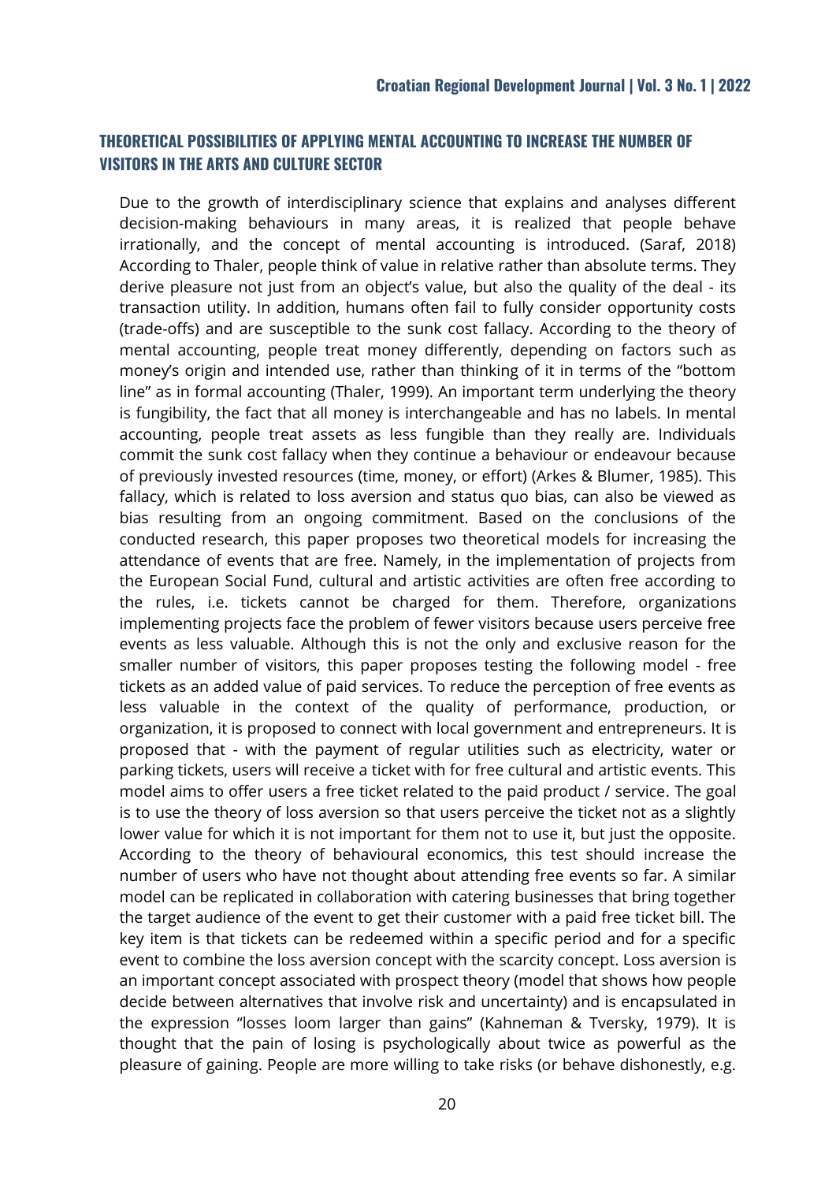## THEORETICAL POSSIBILITIES OF APPLYING MENTAL ACCOUNTING TO INCREASE THE NUMBER OF VISITORS IN THE ARTS AND CULTURE SECTOR

Due to the growth of interdisciplinary science that explains and analyses different decision-making behaviours in many areas, it is realized that people behave irrationally, and the concept of mental accounting is introduced. (Saraf, 2018) According to Thaler, people think of value in relative rather than absolute terms. They derive pleasure not just from an object's value, but also the quality of the deal - its transaction utility. In addition, humans often fail to fully consider opportunity costs (trade-offs) and are susceptible to the sunk cost fallacy. According to the theory of mental accounting, people treat money differently, depending on factors such as money's origin and intended use, rather than thinking of it in terms of the "bottom line" as in formal accounting (Thaler, 1999). An important term underlying the theory is fungibility, the fact that all money is interchangeable and has no labels. In mental accounting, people treat assets as less fungible than they really are. Individuals commit the sunk cost fallacy when they continue a behaviour or endeavour because of previously invested resources (time, money, or effort) (Arkes & Blumer, 1985). This fallacy, which is related to loss aversion and status quo bias, can also be viewed as bias resulting from an ongoing commitment. Based on the conclusions of the conducted research, this paper proposes two theoretical models for increasing the attendance of events that are free. Namely, in the implementation of projects from the European Social Fund, cultural and artistic activities are often free according to the rules, i.e. tickets cannot be charged for them. Therefore, organizations implementing projects face the problem of fewer visitors because users perceive free events as less valuable. Although this is not the only and exclusive reason for the smaller number of visitors, this paper proposes testing the following model - free tickets as an added value of paid services. To reduce the perception of free events as less valuable in the context of the quality of performance, production, or organization, it is proposed to connect with local government and entrepreneurs. It is proposed that - with the payment of regular utilities such as electricity, water or parking tickets, users will receive a ticket with for free cultural and artistic events. This model aims to offer users a free ticket related to the paid product / service. The goal is to use the theory of loss aversion so that users perceive the ticket not as a slightly lower value for which it is not important for them not to use it, but just the opposite. According to the theory of behavioural economics, this test should increase the number of users who have not thought about attending free events so far. A similar model can be replicated in collaboration with catering businesses that bring together the target audience of the event to get their customer with a paid free ticket bill. The key item is that tickets can be redeemed within a specific period and for a specific event to combine the loss aversion concept with the scarcity concept. Loss aversion is an important concept associated with prospect theory (model that shows how people decide between alternatives that involve risk and uncertainty) and is encapsulated in the expression "losses loom larger than gains" (Kahneman & Tversky, 1979). It is thought that the pain of losing is psychologically about twice as powerful as the pleasure of gaining. People are more willing to take risks (or behave dishonestly, e.g.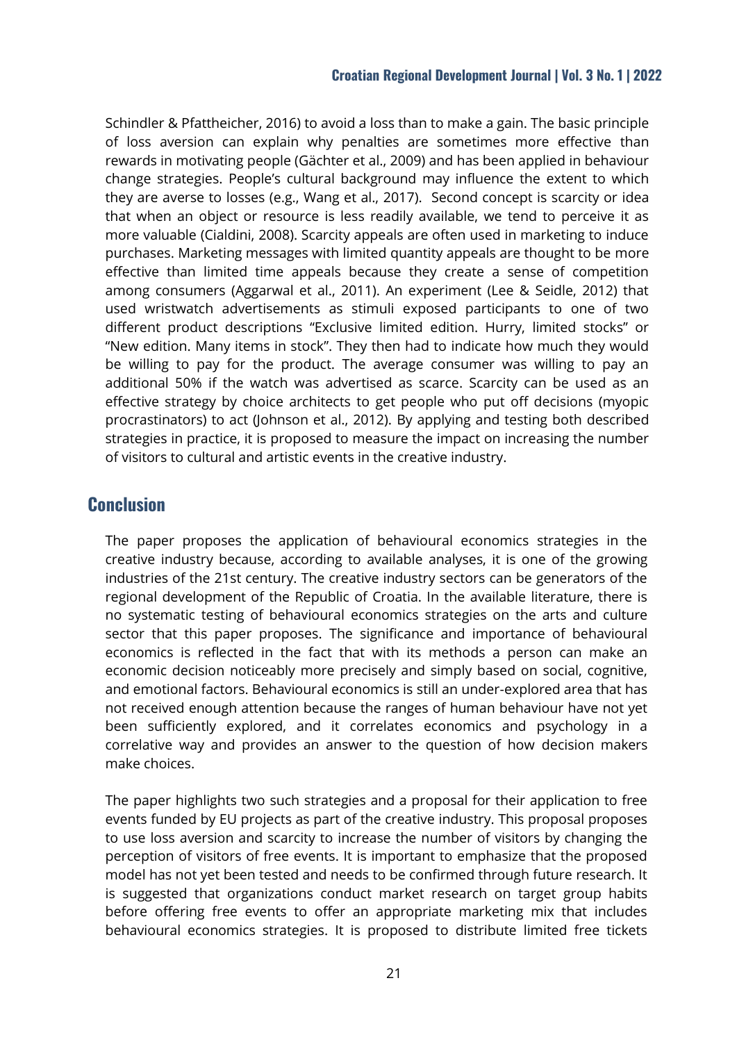Schindler & Pfattheicher, 2016) to avoid a loss than to make a gain. The basic principle of loss aversion can explain why penalties are sometimes more effective than rewards in motivating people (Gächter et al., 2009) and has been applied in behaviour change strategies. People's cultural background may influence the extent to which they are averse to losses (e.g., Wang et al., 2017). Second concept is scarcity or idea that when an object or resource is less readily available, we tend to perceive it as more valuable (Cialdini, 2008). Scarcity appeals are often used in marketing to induce purchases. Marketing messages with limited quantity appeals are thought to be more effective than limited time appeals because they create a sense of competition among consumers (Aggarwal et al., 2011). An experiment (Lee & Seidle, 2012) that used wristwatch advertisements as stimuli exposed participants to one of two different product descriptions "Exclusive limited edition. Hurry, limited stocks" or "New edition. Many items in stock". They then had to indicate how much they would be willing to pay for the product. The average consumer was willing to pay an additional 50% if the watch was advertised as scarce. Scarcity can be used as an effective strategy by choice architects to get people who put off decisions (myopic procrastinators) to act (Johnson et al., 2012). By applying and testing both described strategies in practice, it is proposed to measure the impact on increasing the number of visitors to cultural and artistic events in the creative industry.

## Conclusion

The paper proposes the application of behavioural economics strategies in the creative industry because, according to available analyses, it is one of the growing industries of the 21st century. The creative industry sectors can be generators of the regional development of the Republic of Croatia. In the available literature, there is no systematic testing of behavioural economics strategies on the arts and culture sector that this paper proposes. The significance and importance of behavioural economics is reflected in the fact that with its methods a person can make an economic decision noticeably more precisely and simply based on social, cognitive, and emotional factors. Behavioural economics is still an under-explored area that has not received enough attention because the ranges of human behaviour have not yet been sufficiently explored, and it correlates economics and psychology in a correlative way and provides an answer to the question of how decision makers make choices.

The paper highlights two such strategies and a proposal for their application to free events funded by EU projects as part of the creative industry. This proposal proposes to use loss aversion and scarcity to increase the number of visitors by changing the perception of visitors of free events. It is important to emphasize that the proposed model has not yet been tested and needs to be confirmed through future research. It is suggested that organizations conduct market research on target group habits before offering free events to offer an appropriate marketing mix that includes behavioural economics strategies. It is proposed to distribute limited free tickets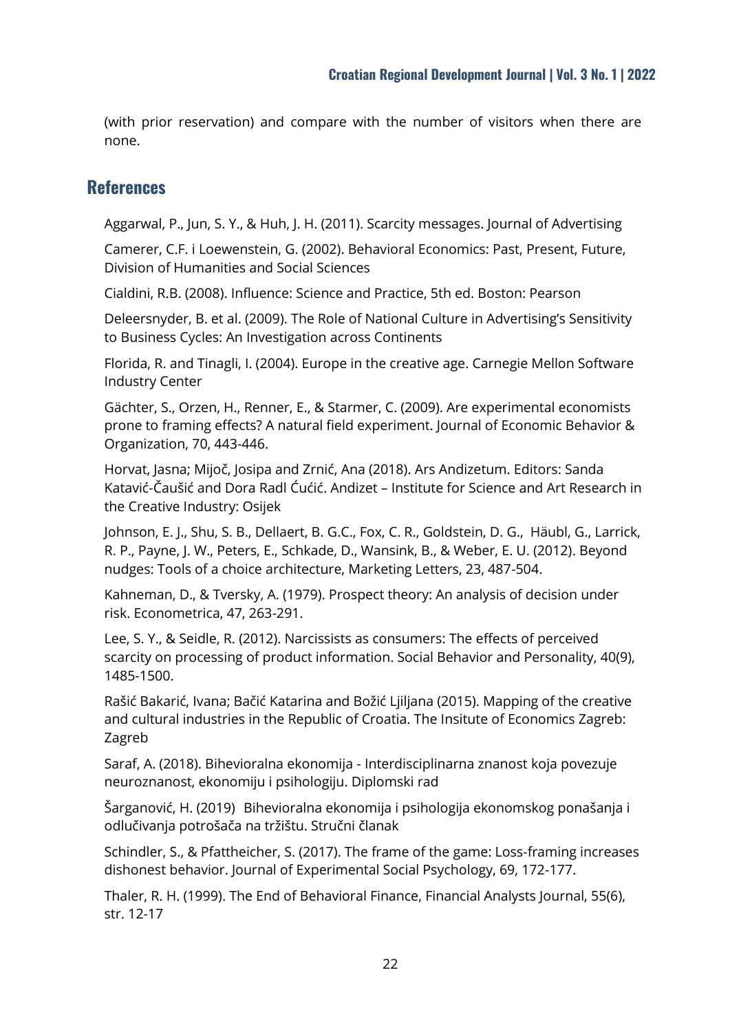(with prior reservation) and compare with the number of visitors when there are none.

## References

Aggarwal, P., Jun, S. Y., & Huh, J. H. (2011). Scarcity messages. Journal of Advertising

Camerer, C.F. i Loewenstein, G. (2002). Behavioral Economics: Past, Present, Future, Division of Humanities and Social Sciences

Cialdini, R.B. (2008). Influence: Science and Practice, 5th ed. Boston: Pearson

Deleersnyder, B. et al. (2009). The Role of National Culture in Advertising's Sensitivity to Business Cycles: An Investigation across Continents

Florida, R. and Tinagli, I. (2004). Europe in the creative age. Carnegie Mellon Software Industry Center

Gächter, S., Orzen, H., Renner, E., & Starmer, C. (2009). Are experimental economists prone to framing effects? A natural field experiment. Journal of Economic Behavior & Organization, 70, 443-446.

Horvat, Jasna; Mijoč, Josipa and Zrnić, Ana (2018). Ars Andizetum. Editors: Sanda Katavić-Čaušić and Dora Radl Ćućić. Andizet – Institute for Science and Art Research in the Creative Industry: Osijek

Johnson, E. J., Shu, S. B., Dellaert, B. G.C., Fox, C. R., Goldstein, D. G., Häubl, G., Larrick, R. P., Payne, J. W., Peters, E., Schkade, D., Wansink, B., & Weber, E. U. (2012). Beyond nudges: Tools of a choice architecture, Marketing Letters, 23, 487-504.

Kahneman, D., & Tversky, A. (1979). Prospect theory: An analysis of decision under risk. Econometrica, 47, 263-291.

Lee, S. Y., & Seidle, R. (2012). Narcissists as consumers: The effects of perceived scarcity on processing of product information. Social Behavior and Personality, 40(9), 1485-1500.

Rašić Bakarić, Ivana; Bačić Katarina and Božić Ljiljana (2015). Mapping of the creative and cultural industries in the Republic of Croatia. The Insitute of Economics Zagreb: Zagreb

Saraf, A. (2018). Bihevioralna ekonomija - Interdisciplinarna znanost koja povezuje neuroznanost, ekonomiju i psihologiju. Diplomski rad

Šarganović, H. (2019) Bihevioralna ekonomija i psihologija ekonomskog ponašanja i odlučivanja potrošača na tržištu. Stručni članak

Schindler, S., & Pfattheicher, S. (2017). The frame of the game: Loss-framing increases dishonest behavior. Journal of Experimental Social Psychology, 69, 172-177.

Thaler, R. H. (1999). The End of Behavioral Finance, Financial Analysts Journal, 55(6), str. 12-17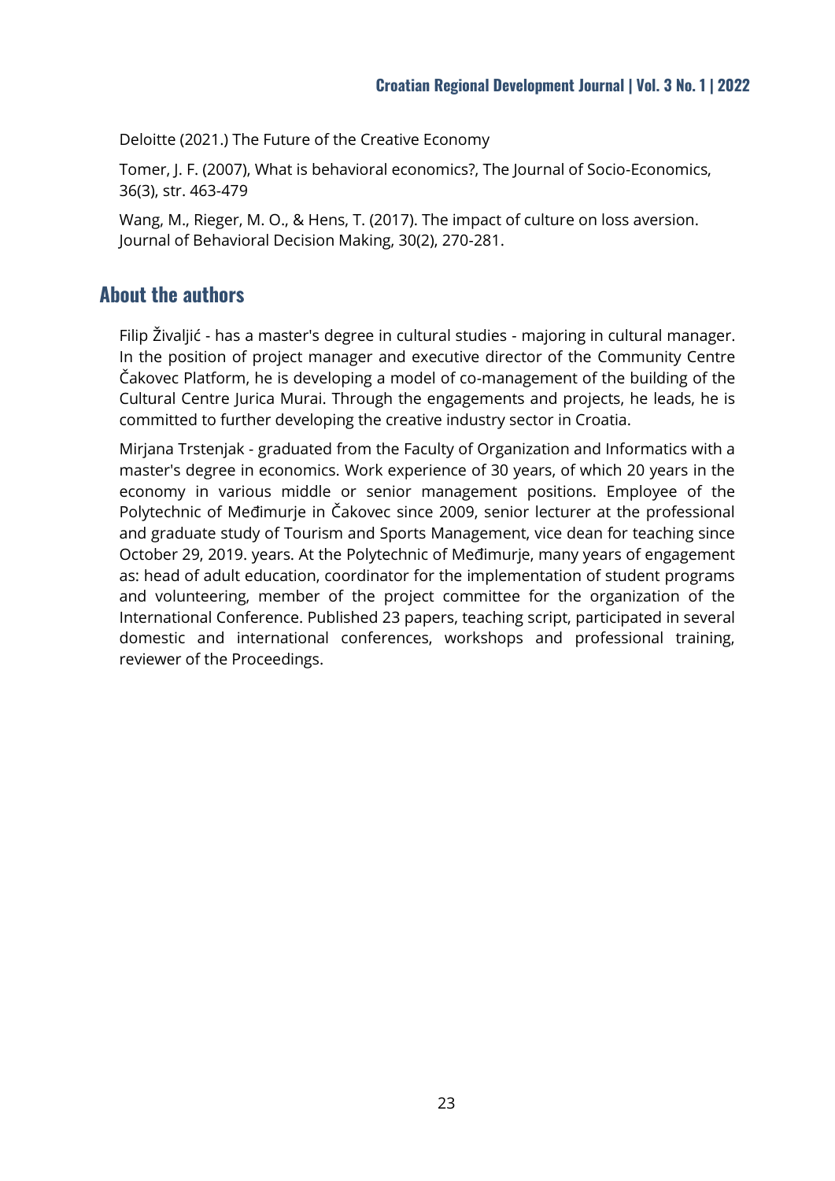Deloitte (2021.) The Future of the Creative Economy

Tomer, J. F. (2007), What is behavioral economics?, The Journal of Socio-Economics, 36(3), str. 463-479

Wang, M., Rieger, M. O., & Hens, T. (2017). The impact of culture on loss aversion. Journal of Behavioral Decision Making, 30(2), 270-281.

## About the authors

Filip Živaljić - has a master's degree in cultural studies - majoring in cultural manager. In the position of project manager and executive director of the Community Centre Čakovec Platform, he is developing a model of co-management of the building of the Cultural Centre Jurica Murai. Through the engagements and projects, he leads, he is committed to further developing the creative industry sector in Croatia.

Mirjana Trstenjak - graduated from the Faculty of Organization and Informatics with a master's degree in economics. Work experience of 30 years, of which 20 years in the economy in various middle or senior management positions. Employee of the Polytechnic of Međimurje in Čakovec since 2009, senior lecturer at the professional and graduate study of Tourism and Sports Management, vice dean for teaching since October 29, 2019. years. At the Polytechnic of Međimurje, many years of engagement as: head of adult education, coordinator for the implementation of student programs and volunteering, member of the project committee for the organization of the International Conference. Published 23 papers, teaching script, participated in several domestic and international conferences, workshops and professional training, reviewer of the Proceedings.